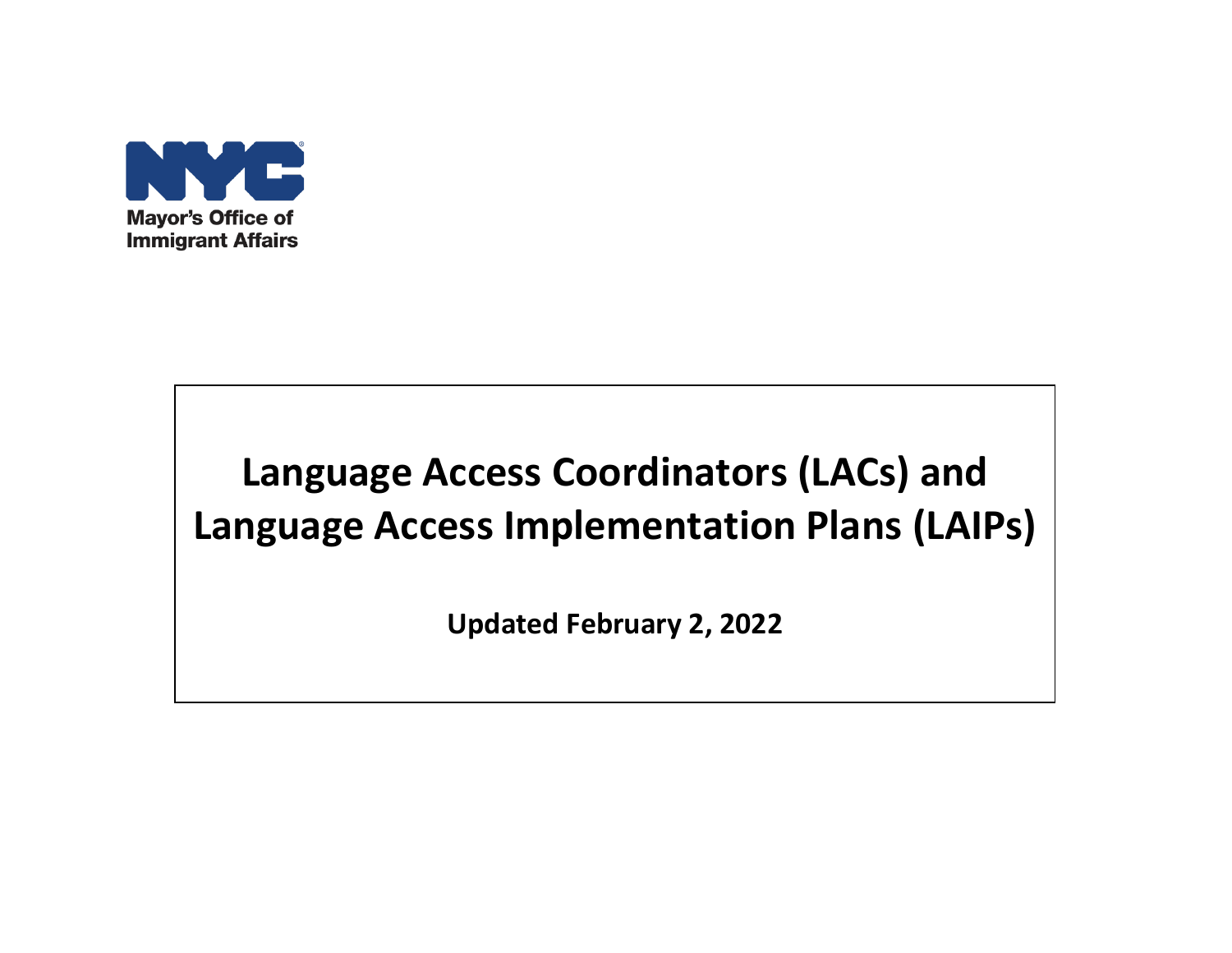Mayor's Office of Immigrant Affairs

# Language Access Coordinators (LACs) and Language Access Implementation Plans (LAIPs)

**Updated February 2, 2022**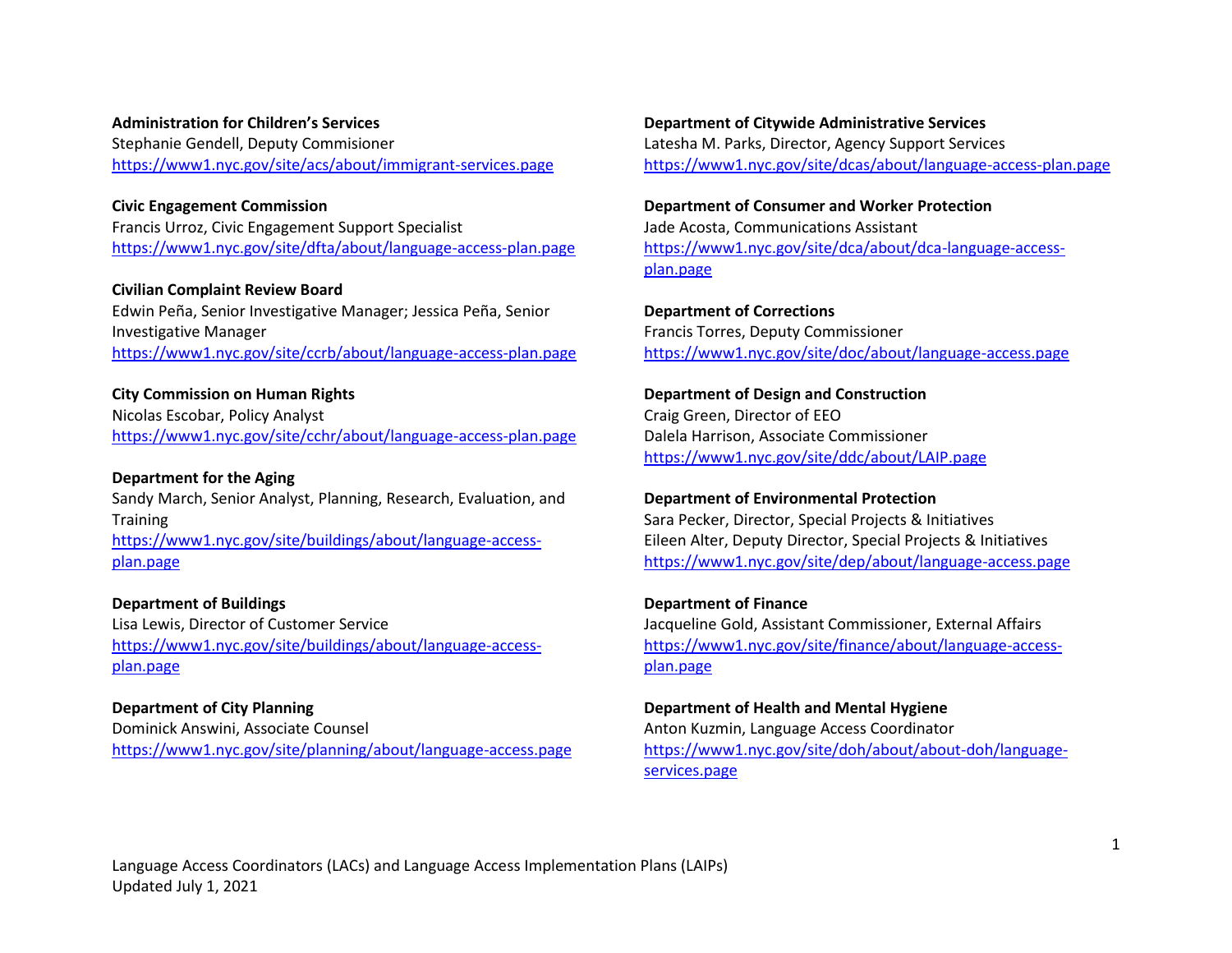**Administration for Children's Services**
Stephanie Gendell, Deputy Commisioner
https://www1.nyc.gov/site/acs/about/immigrant-services.page

**Civic Engagement Commission**
Francis Urroz, Civic Engagement Support Specialist
https://www1.nyc.gov/site/dfta/about/language-access-plan.page

**Civilian Complaint Review Board**
Edwin Peña, Senior Investigative Manager; Jessica Peña, Senior Investigative Manager
https://www1.nyc.gov/site/ccrb/about/language-access-plan.page

**City Commission on Human Rights**
Nicolas Escobar, Policy Analyst
https://www1.nyc.gov/site/cchr/about/language-access-plan.page

**Department for the Aging**
Sandy March, Senior Analyst, Planning, Research, Evaluation, and Training
https://www1.nyc.gov/site/buildings/about/language-access-plan.page

**Department of Buildings**
Lisa Lewis, Director of Customer Service
https://www1.nyc.gov/site/buildings/about/language-access-plan.page

**Department of City Planning**
Dominick Answini, Associate Counsel
https://www1.nyc.gov/site/planning/about/language-access.page

**Department of Citywide Administrative Services**
Latesha M. Parks, Director, Agency Support Services
https://www1.nyc.gov/site/dcas/about/language-access-plan.page

**Department of Consumer and Worker Protection**
Jade Acosta, Communications Assistant
https://www1.nyc.gov/site/dca/about/dca-language-access-plan.page

**Department of Corrections**
Francis Torres, Deputy Commissioner
https://www1.nyc.gov/site/doc/about/language-access.page

**Department of Design and Construction**
Craig Green, Director of EEO
Dalela Harrison, Associate Commissioner
https://www1.nyc.gov/site/ddc/about/LAIP.page

**Department of Environmental Protection**
Sara Pecker, Director, Special Projects & Initiatives
Eileen Alter, Deputy Director, Special Projects & Initiatives
https://www1.nyc.gov/site/dep/about/language-access.page

**Department of Finance**
Jacqueline Gold, Assistant Commissioner, External Affairs
https://www1.nyc.gov/site/finance/about/language-access-plan.page

**Department of Health and Mental Hygiene**
Anton Kuzmin, Language Access Coordinator
https://www1.nyc.gov/site/doh/about/about-doh/language-services.page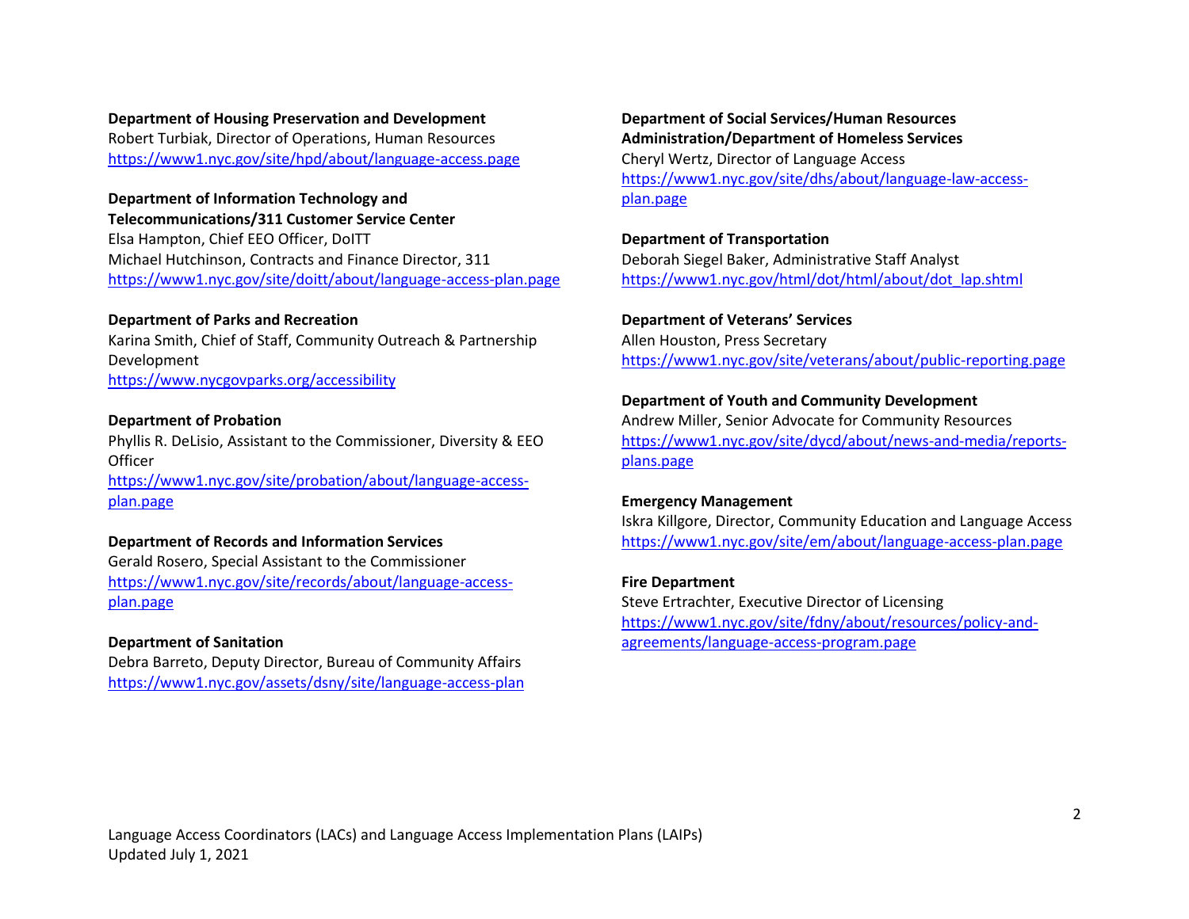**Department of Housing Preservation and Development**
Robert Turbiak, Director of Operations, Human Resources
https://www1.nyc.gov/site/hpd/about/language-access.page

**Department of Information Technology and Telecommunications/311 Customer Service Center**
Elsa Hampton, Chief EEO Officer, DoITT
Michael Hutchinson, Contracts and Finance Director, 311
https://www1.nyc.gov/site/doitt/about/language-access-plan.page

**Department of Parks and Recreation**
Karina Smith, Chief of Staff, Community Outreach & Partnership Development
https://www.nycgovparks.org/accessibility

**Department of Probation**
Phyllis R. DeLisio, Assistant to the Commissioner, Diversity & EEO Officer
https://www1.nyc.gov/site/probation/about/language-access-plan.page

**Department of Records and Information Services**
Gerald Rosero, Special Assistant to the Commissioner
https://www1.nyc.gov/site/records/about/language-access-plan.page

**Department of Sanitation**
Debra Barreto, Deputy Director, Bureau of Community Affairs
https://www1.nyc.gov/assets/dsny/site/language-access-plan

**Department of Social Services/Human Resources Administration/Department of Homeless Services**
Cheryl Wertz, Director of Language Access
https://www1.nyc.gov/site/dhs/about/language-law-access-plan.page

**Department of Transportation**
Deborah Siegel Baker, Administrative Staff Analyst
https://www1.nyc.gov/html/dot/html/about/dot_lap.shtml

**Department of Veterans' Services**
Allen Houston, Press Secretary
https://www1.nyc.gov/site/veterans/about/public-reporting.page

**Department of Youth and Community Development**
Andrew Miller, Senior Advocate for Community Resources
https://www1.nyc.gov/site/dycd/about/news-and-media/reports-plans.page

**Emergency Management**
Iskra Killgore, Director, Community Education and Language Access
https://www1.nyc.gov/site/em/about/language-access-plan.page

**Fire Department**
Steve Ertrachter, Executive Director of Licensing
https://www1.nyc.gov/site/fdny/about/resources/policy-and-agreements/language-access-program.page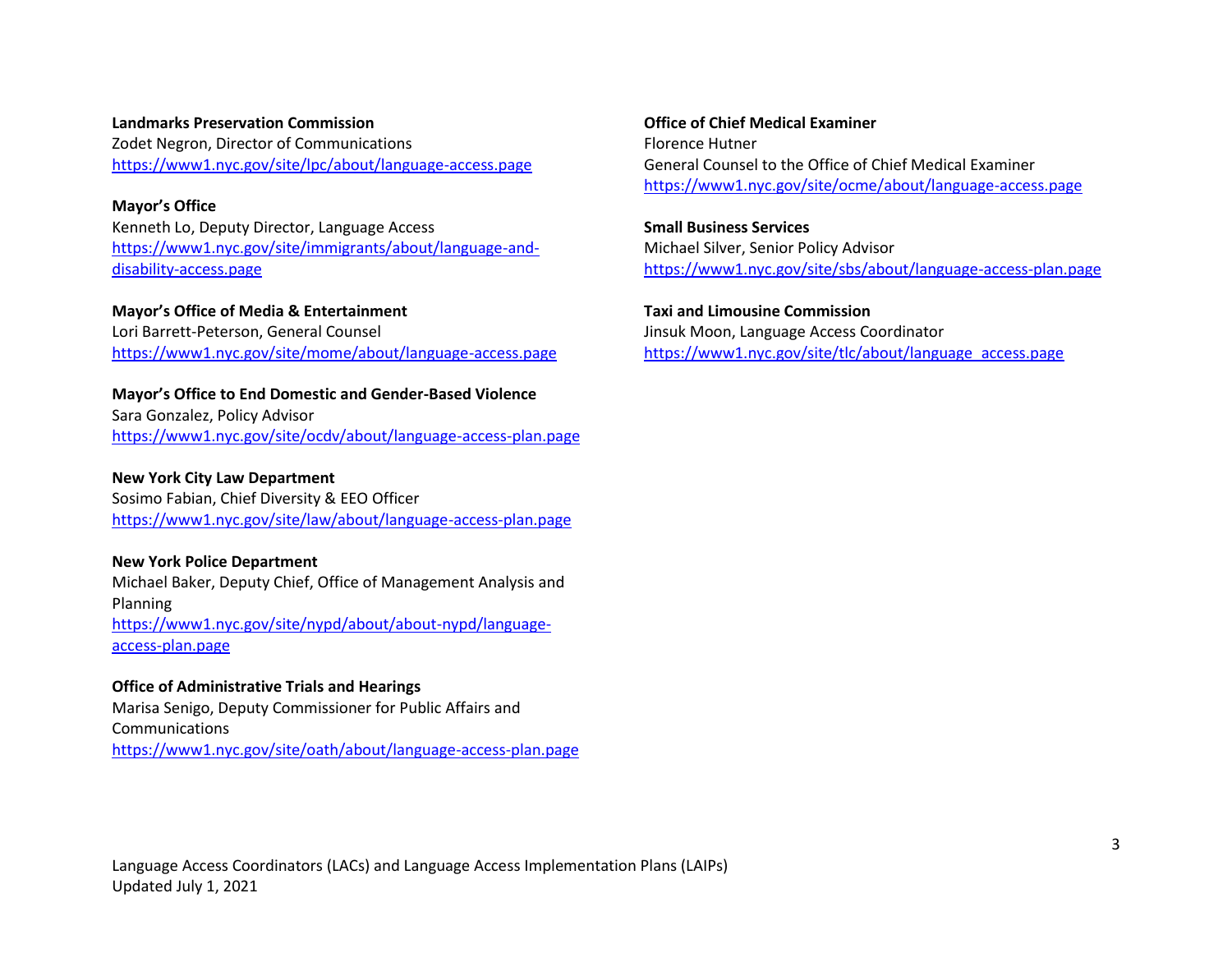**Landmarks Preservation Commission**
Zodet Negron, Director of Communications
https://www1.nyc.gov/site/lpc/about/language-access.page

**Mayor's Office**
Kenneth Lo, Deputy Director, Language Access
https://www1.nyc.gov/site/immigrants/about/language-and-disability-access.page

**Mayor's Office of Media & Entertainment**
Lori Barrett-Peterson, General Counsel
https://www1.nyc.gov/site/mome/about/language-access.page

**Mayor's Office to End Domestic and Gender-Based Violence**
Sara Gonzalez, Policy Advisor
https://www1.nyc.gov/site/ocdv/about/language-access-plan.page

**New York City Law Department**
Sosimo Fabian, Chief Diversity & EEO Officer
https://www1.nyc.gov/site/law/about/language-access-plan.page

**New York Police Department**
Michael Baker, Deputy Chief, Office of Management Analysis and Planning
https://www1.nyc.gov/site/nypd/about/about-nypd/language-access-plan.page

**Office of Administrative Trials and Hearings**
Marisa Senigo, Deputy Commissioner for Public Affairs and Communications
https://www1.nyc.gov/site/oath/about/language-access-plan.page

**Office of Chief Medical Examiner**
Florence Hutner
General Counsel to the Office of Chief Medical Examiner
https://www1.nyc.gov/site/ocme/about/language-access.page

**Small Business Services**
Michael Silver, Senior Policy Advisor
https://www1.nyc.gov/site/sbs/about/language-access-plan.page

**Taxi and Limousine Commission**
Jinsuk Moon, Language Access Coordinator
https://www1.nyc.gov/site/tlc/about/language_access.page